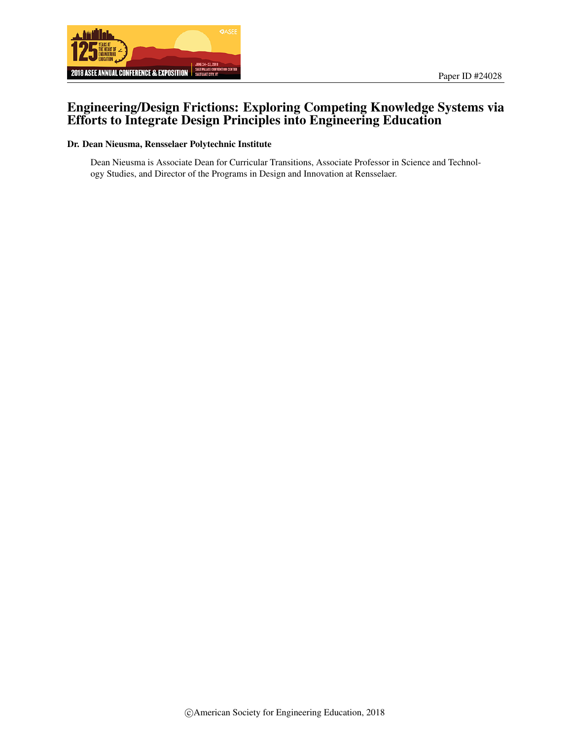Paper ID #24028

# Engineering/Design Frictions: Exploring Competing Knowledge Systems via Efforts to Integrate Design Principles into Engineering Education

**Dr. Dean Nieusma, Rensselaer Polytechnic Institute**

Dean Nieusma is Associate Dean for Curricular Transitions, Associate Professor in Science and Technology Studies, and Director of the Programs in Design and Innovation at Rensselaer.

©American Society for Engineering Education, 2018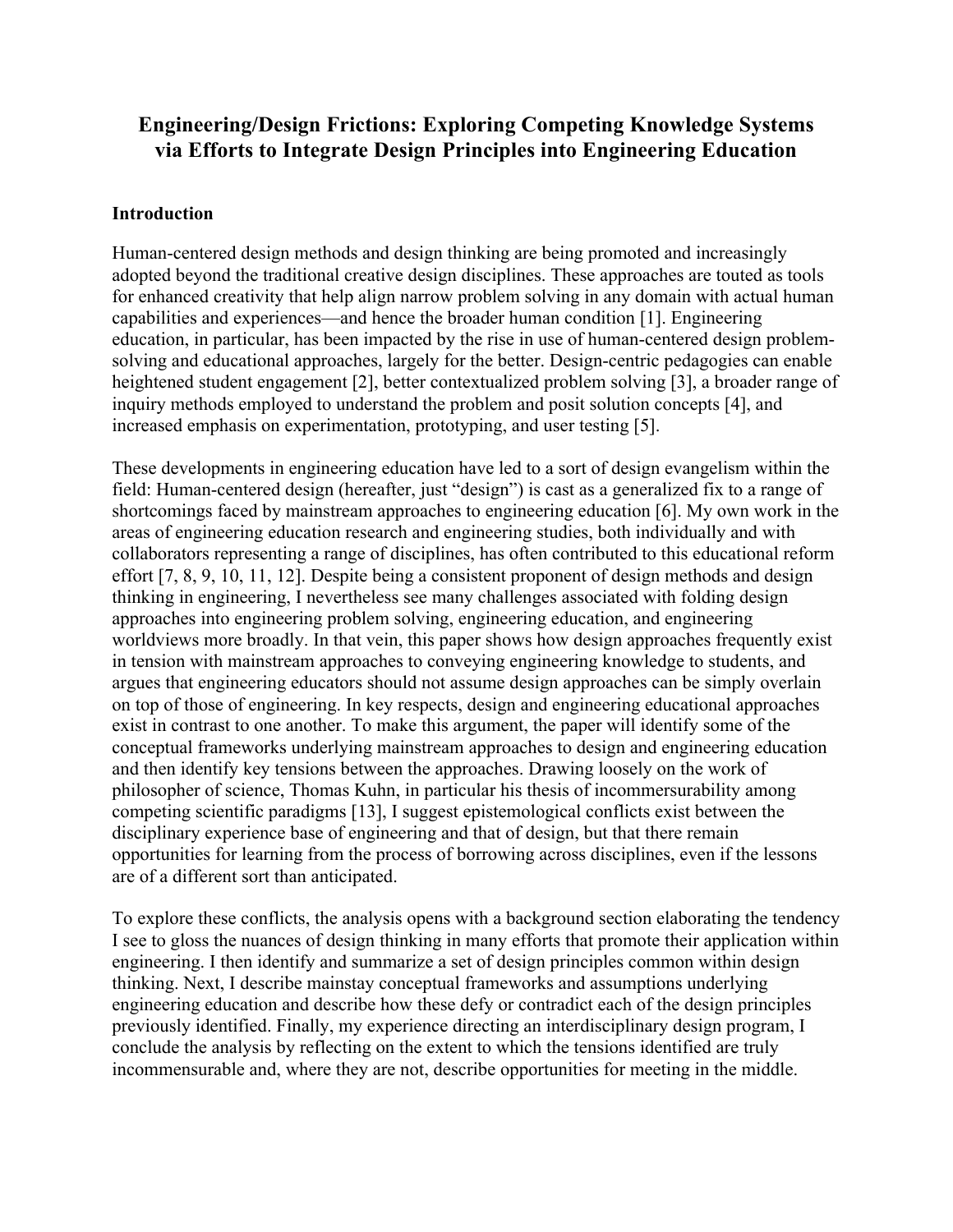# Engineering/Design Frictions: Exploring Competing Knowledge Systems via Efforts to Integrate Design Principles into Engineering Education

## Introduction

Human-centered design methods and design thinking are being promoted and increasingly adopted beyond the traditional creative design disciplines. These approaches are touted as tools for enhanced creativity that help align narrow problem solving in any domain with actual human capabilities and experiences—and hence the broader human condition [1]. Engineering education, in particular, has been impacted by the rise in use of human-centered design problem-solving and educational approaches, largely for the better. Design-centric pedagogies can enable heightened student engagement [2], better contextualized problem solving [3], a broader range of inquiry methods employed to understand the problem and posit solution concepts [4], and increased emphasis on experimentation, prototyping, and user testing [5].

These developments in engineering education have led to a sort of design evangelism within the field: Human-centered design (hereafter, just "design") is cast as a generalized fix to a range of shortcomings faced by mainstream approaches to engineering education [6]. My own work in the areas of engineering education research and engineering studies, both individually and with collaborators representing a range of disciplines, has often contributed to this educational reform effort [7, 8, 9, 10, 11, 12]. Despite being a consistent proponent of design methods and design thinking in engineering, I nevertheless see many challenges associated with folding design approaches into engineering problem solving, engineering education, and engineering worldviews more broadly. In that vein, this paper shows how design approaches frequently exist in tension with mainstream approaches to conveying engineering knowledge to students, and argues that engineering educators should not assume design approaches can be simply overlain on top of those of engineering. In key respects, design and engineering educational approaches exist in contrast to one another. To make this argument, the paper will identify some of the conceptual frameworks underlying mainstream approaches to design and engineering education and then identify key tensions between the approaches. Drawing loosely on the work of philosopher of science, Thomas Kuhn, in particular his thesis of incommersurability among competing scientific paradigms [13], I suggest epistemological conflicts exist between the disciplinary experience base of engineering and that of design, but that there remain opportunities for learning from the process of borrowing across disciplines, even if the lessons are of a different sort than anticipated.

To explore these conflicts, the analysis opens with a background section elaborating the tendency I see to gloss the nuances of design thinking in many efforts that promote their application within engineering. I then identify and summarize a set of design principles common within design thinking. Next, I describe mainstay conceptual frameworks and assumptions underlying engineering education and describe how these defy or contradict each of the design principles previously identified. Finally, my experience directing an interdisciplinary design program, I conclude the analysis by reflecting on the extent to which the tensions identified are truly incommensurable and, where they are not, describe opportunities for meeting in the middle.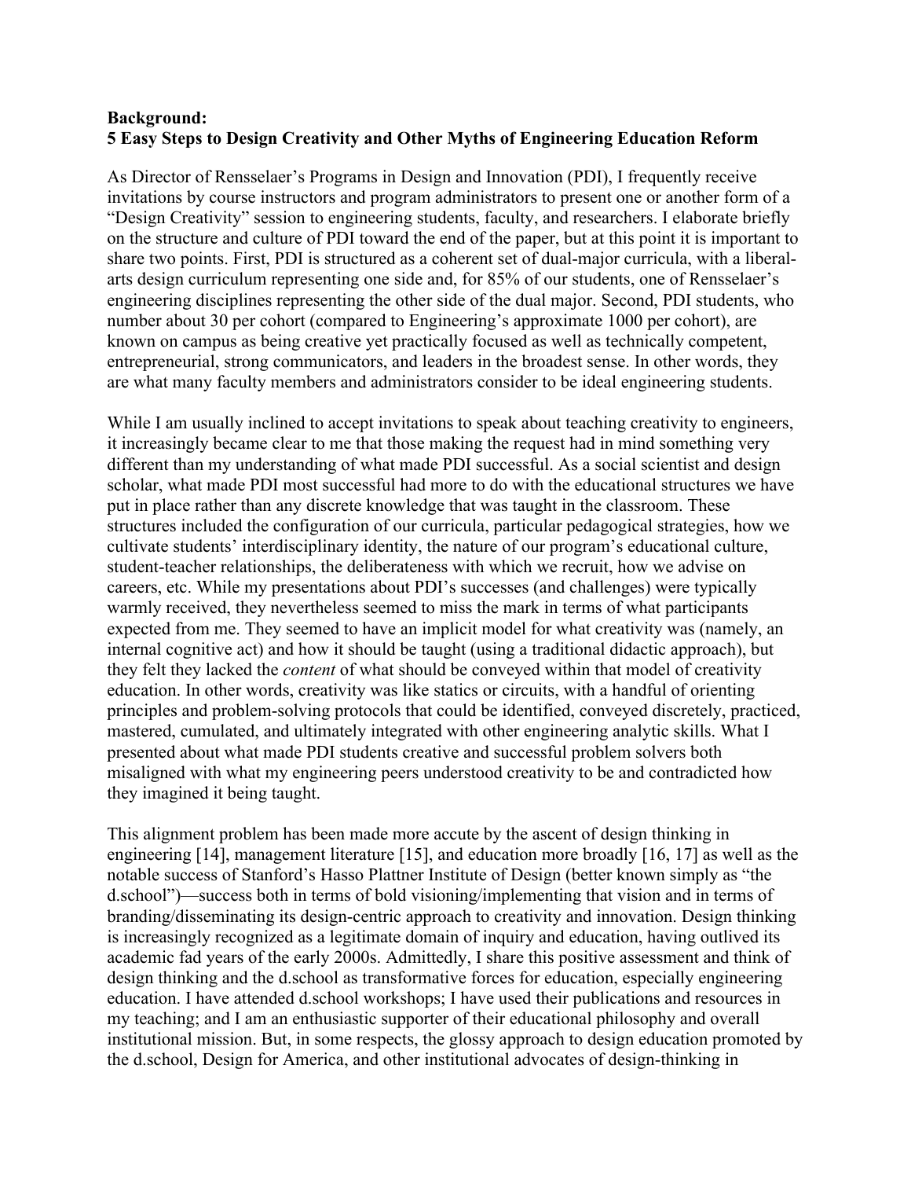**Background:**
**5 Easy Steps to Design Creativity and Other Myths of Engineering Education Reform**

As Director of Rensselaer's Programs in Design and Innovation (PDI), I frequently receive invitations by course instructors and program administrators to present one or another form of a "Design Creativity" session to engineering students, faculty, and researchers. I elaborate briefly on the structure and culture of PDI toward the end of the paper, but at this point it is important to share two points. First, PDI is structured as a coherent set of dual-major curricula, with a liberal-arts design curriculum representing one side and, for 85% of our students, one of Rensselaer's engineering disciplines representing the other side of the dual major. Second, PDI students, who number about 30 per cohort (compared to Engineering's approximate 1000 per cohort), are known on campus as being creative yet practically focused as well as technically competent, entrepreneurial, strong communicators, and leaders in the broadest sense. In other words, they are what many faculty members and administrators consider to be ideal engineering students.

While I am usually inclined to accept invitations to speak about teaching creativity to engineers, it increasingly became clear to me that those making the request had in mind something very different than my understanding of what made PDI successful. As a social scientist and design scholar, what made PDI most successful had more to do with the educational structures we have put in place rather than any discrete knowledge that was taught in the classroom. These structures included the configuration of our curricula, particular pedagogical strategies, how we cultivate students' interdisciplinary identity, the nature of our program's educational culture, student-teacher relationships, the deliberateness with which we recruit, how we advise on careers, etc. While my presentations about PDI's successes (and challenges) were typically warmly received, they nevertheless seemed to miss the mark in terms of what participants expected from me. They seemed to have an implicit model for what creativity was (namely, an internal cognitive act) and how it should be taught (using a traditional didactic approach), but they felt they lacked the *content* of what should be conveyed within that model of creativity education. In other words, creativity was like statics or circuits, with a handful of orienting principles and problem-solving protocols that could be identified, conveyed discretely, practiced, mastered, cumulated, and ultimately integrated with other engineering analytic skills. What I presented about what made PDI students creative and successful problem solvers both misaligned with what my engineering peers understood creativity to be and contradicted how they imagined it being taught.

This alignment problem has been made more accute by the ascent of design thinking in engineering [14], management literature [15], and education more broadly [16, 17] as well as the notable success of Stanford's Hasso Plattner Institute of Design (better known simply as "the d.school")—success both in terms of bold visioning/implementing that vision and in terms of branding/disseminating its design-centric approach to creativity and innovation. Design thinking is increasingly recognized as a legitimate domain of inquiry and education, having outlived its academic fad years of the early 2000s. Admittedly, I share this positive assessment and think of design thinking and the d.school as transformative forces for education, especially engineering education. I have attended d.school workshops; I have used their publications and resources in my teaching; and I am an enthusiastic supporter of their educational philosophy and overall institutional mission. But, in some respects, the glossy approach to design education promoted by the d.school, Design for America, and other institutional advocates of design-thinking in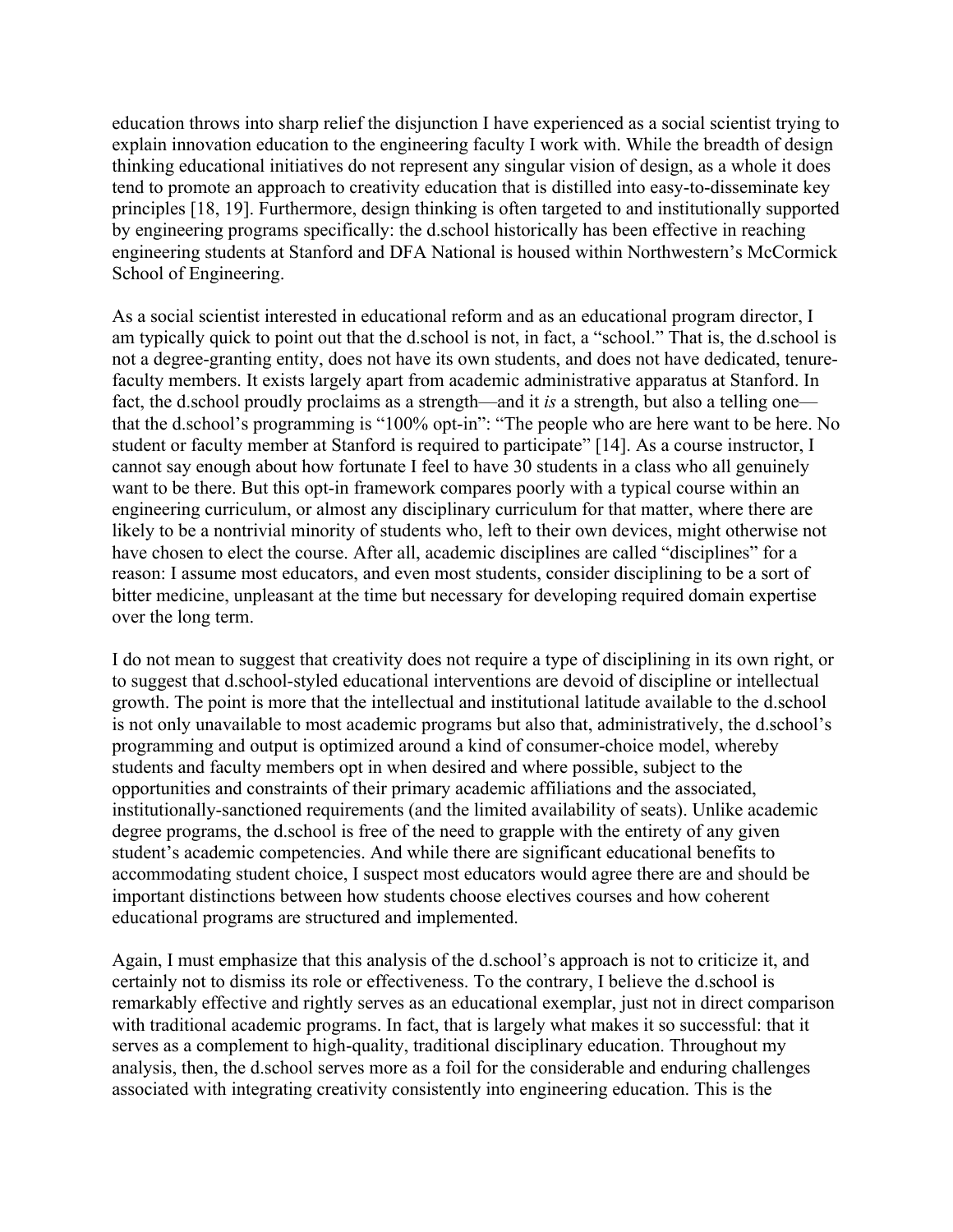education throws into sharp relief the disjunction I have experienced as a social scientist trying to explain innovation education to the engineering faculty I work with. While the breadth of design thinking educational initiatives do not represent any singular vision of design, as a whole it does tend to promote an approach to creativity education that is distilled into easy-to-disseminate key principles [18, 19]. Furthermore, design thinking is often targeted to and institutionally supported by engineering programs specifically: the d.school historically has been effective in reaching engineering students at Stanford and DFA National is housed within Northwestern's McCormick School of Engineering.

As a social scientist interested in educational reform and as an educational program director, I am typically quick to point out that the d.school is not, in fact, a "school." That is, the d.school is not a degree-granting entity, does not have its own students, and does not have dedicated, tenure-faculty members. It exists largely apart from academic administrative apparatus at Stanford. In fact, the d.school proudly proclaims as a strength—and it *is* a strength, but also a telling one—that the d.school's programming is "100% opt-in": "The people who are here want to be here. No student or faculty member at Stanford is required to participate" [14]. As a course instructor, I cannot say enough about how fortunate I feel to have 30 students in a class who all genuinely want to be there. But this opt-in framework compares poorly with a typical course within an engineering curriculum, or almost any disciplinary curriculum for that matter, where there are likely to be a nontrivial minority of students who, left to their own devices, might otherwise not have chosen to elect the course. After all, academic disciplines are called "disciplines" for a reason: I assume most educators, and even most students, consider disciplining to be a sort of bitter medicine, unpleasant at the time but necessary for developing required domain expertise over the long term.

I do not mean to suggest that creativity does not require a type of disciplining in its own right, or to suggest that d.school-styled educational interventions are devoid of discipline or intellectual growth. The point is more that the intellectual and institutional latitude available to the d.school is not only unavailable to most academic programs but also that, administratively, the d.school's programming and output is optimized around a kind of consumer-choice model, whereby students and faculty members opt in when desired and where possible, subject to the opportunities and constraints of their primary academic affiliations and the associated, institutionally-sanctioned requirements (and the limited availability of seats). Unlike academic degree programs, the d.school is free of the need to grapple with the entirety of any given student's academic competencies. And while there are significant educational benefits to accommodating student choice, I suspect most educators would agree there are and should be important distinctions between how students choose electives courses and how coherent educational programs are structured and implemented.

Again, I must emphasize that this analysis of the d.school's approach is not to criticize it, and certainly not to dismiss its role or effectiveness. To the contrary, I believe the d.school is remarkably effective and rightly serves as an educational exemplar, just not in direct comparison with traditional academic programs. In fact, that is largely what makes it so successful: that it serves as a complement to high-quality, traditional disciplinary education. Throughout my analysis, then, the d.school serves more as a foil for the considerable and enduring challenges associated with integrating creativity consistently into engineering education. This is the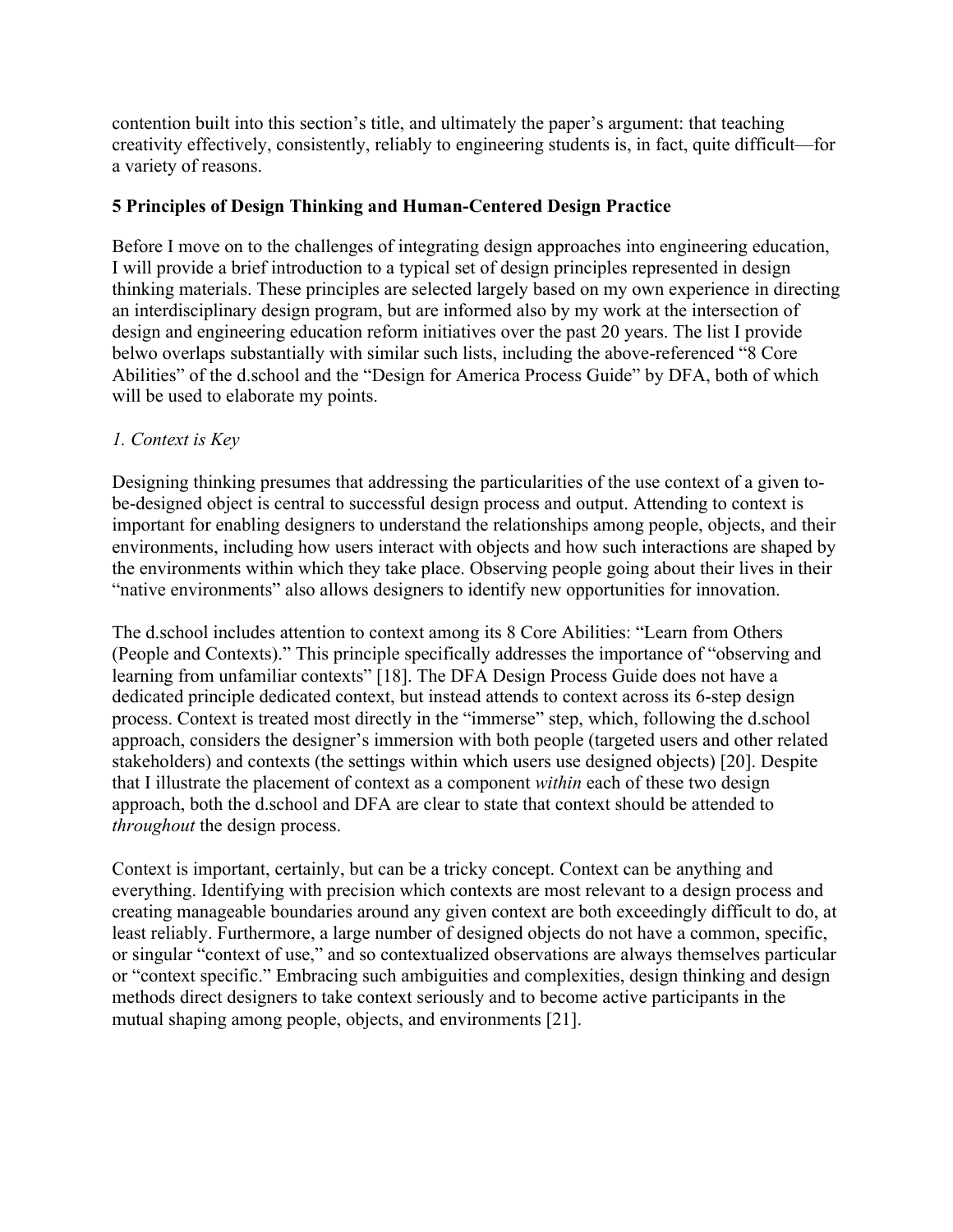contention built into this section's title, and ultimately the paper's argument: that teaching creativity effectively, consistently, reliably to engineering students is, in fact, quite difficult—for a variety of reasons.

## 5 Principles of Design Thinking and Human-Centered Design Practice

Before I move on to the challenges of integrating design approaches into engineering education, I will provide a brief introduction to a typical set of design principles represented in design thinking materials. These principles are selected largely based on my own experience in directing an interdisciplinary design program, but are informed also by my work at the intersection of design and engineering education reform initiatives over the past 20 years. The list I provide belwo overlaps substantially with similar such lists, including the above-referenced "8 Core Abilities" of the d.school and the "Design for America Process Guide" by DFA, both of which will be used to elaborate my points.

### *1. Context is Key*

Designing thinking presumes that addressing the particularities of the use context of a given to-be-designed object is central to successful design process and output. Attending to context is important for enabling designers to understand the relationships among people, objects, and their environments, including how users interact with objects and how such interactions are shaped by the environments within which they take place. Observing people going about their lives in their "native environments" also allows designers to identify new opportunities for innovation.

The d.school includes attention to context among its 8 Core Abilities: "Learn from Others (People and Contexts)." This principle specifically addresses the importance of "observing and learning from unfamiliar contexts" [18]. The DFA Design Process Guide does not have a dedicated principle dedicated context, but instead attends to context across its 6-step design process. Context is treated most directly in the "immerse" step, which, following the d.school approach, considers the designer's immersion with both people (targeted users and other related stakeholders) and contexts (the settings within which users use designed objects) [20]. Despite that I illustrate the placement of context as a component *within* each of these two design approach, both the d.school and DFA are clear to state that context should be attended to *throughout* the design process.

Context is important, certainly, but can be a tricky concept. Context can be anything and everything. Identifying with precision which contexts are most relevant to a design process and creating manageable boundaries around any given context are both exceedingly difficult to do, at least reliably. Furthermore, a large number of designed objects do not have a common, specific, or singular "context of use," and so contextualized observations are always themselves particular or "context specific." Embracing such ambiguities and complexities, design thinking and design methods direct designers to take context seriously and to become active participants in the mutual shaping among people, objects, and environments [21].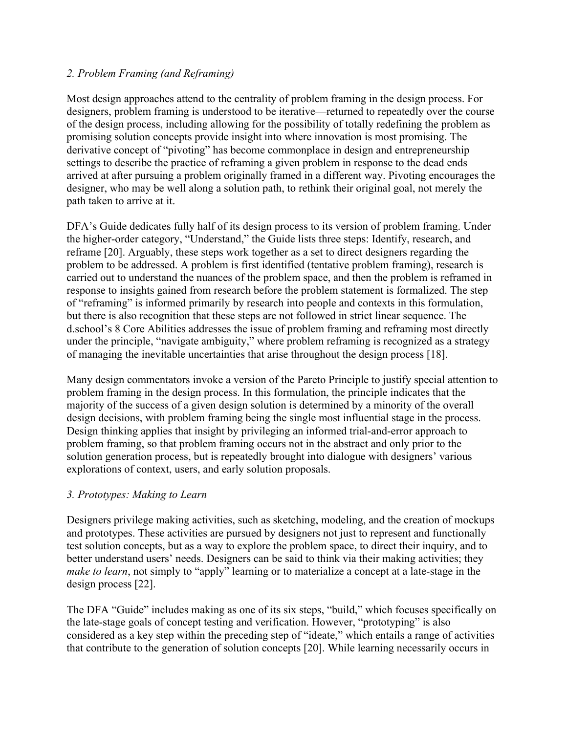*2. Problem Framing (and Reframing)*

Most design approaches attend to the centrality of problem framing in the design process. For designers, problem framing is understood to be iterative—returned to repeatedly over the course of the design process, including allowing for the possibility of totally redefining the problem as promising solution concepts provide insight into where innovation is most promising. The derivative concept of "pivoting" has become commonplace in design and entrepreneurship settings to describe the practice of reframing a given problem in response to the dead ends arrived at after pursuing a problem originally framed in a different way. Pivoting encourages the designer, who may be well along a solution path, to rethink their original goal, not merely the path taken to arrive at it.

DFA's Guide dedicates fully half of its design process to its version of problem framing. Under the higher-order category, "Understand," the Guide lists three steps: Identify, research, and reframe [20]. Arguably, these steps work together as a set to direct designers regarding the problem to be addressed. A problem is first identified (tentative problem framing), research is carried out to understand the nuances of the problem space, and then the problem is reframed in response to insights gained from research before the problem statement is formalized. The step of "reframing" is informed primarily by research into people and contexts in this formulation, but there is also recognition that these steps are not followed in strict linear sequence. The d.school's 8 Core Abilities addresses the issue of problem framing and reframing most directly under the principle, "navigate ambiguity," where problem reframing is recognized as a strategy of managing the inevitable uncertainties that arise throughout the design process [18].

Many design commentators invoke a version of the Pareto Principle to justify special attention to problem framing in the design process. In this formulation, the principle indicates that the majority of the success of a given design solution is determined by a minority of the overall design decisions, with problem framing being the single most influential stage in the process. Design thinking applies that insight by privileging an informed trial-and-error approach to problem framing, so that problem framing occurs not in the abstract and only prior to the solution generation process, but is repeatedly brought into dialogue with designers' various explorations of context, users, and early solution proposals.

*3. Prototypes: Making to Learn*

Designers privilege making activities, such as sketching, modeling, and the creation of mockups and prototypes. These activities are pursued by designers not just to represent and functionally test solution concepts, but as a way to explore the problem space, to direct their inquiry, and to better understand users' needs. Designers can be said to think via their making activities; they *make to learn*, not simply to "apply" learning or to materialize a concept at a late-stage in the design process [22].

The DFA "Guide" includes making as one of its six steps, "build," which focuses specifically on the late-stage goals of concept testing and verification. However, "prototyping" is also considered as a key step within the preceding step of "ideate," which entails a range of activities that contribute to the generation of solution concepts [20]. While learning necessarily occurs in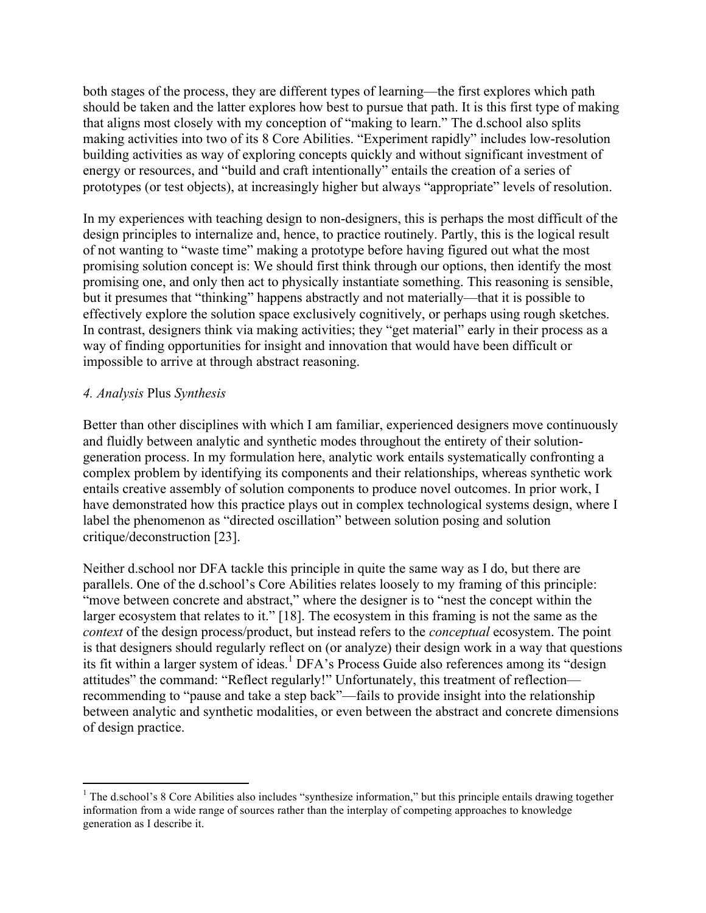both stages of the process, they are different types of learning—the first explores which path should be taken and the latter explores how best to pursue that path. It is this first type of making that aligns most closely with my conception of "making to learn." The d.school also splits making activities into two of its 8 Core Abilities. "Experiment rapidly" includes low-resolution building activities as way of exploring concepts quickly and without significant investment of energy or resources, and "build and craft intentionally" entails the creation of a series of prototypes (or test objects), at increasingly higher but always "appropriate" levels of resolution.

In my experiences with teaching design to non-designers, this is perhaps the most difficult of the design principles to internalize and, hence, to practice routinely. Partly, this is the logical result of not wanting to "waste time" making a prototype before having figured out what the most promising solution concept is: We should first think through our options, then identify the most promising one, and only then act to physically instantiate something. This reasoning is sensible, but it presumes that "thinking" happens abstractly and not materially—that it is possible to effectively explore the solution space exclusively cognitively, or perhaps using rough sketches. In contrast, designers think via making activities; they "get material" early in their process as a way of finding opportunities for insight and innovation that would have been difficult or impossible to arrive at through abstract reasoning.

*4. Analysis* Plus *Synthesis*

Better than other disciplines with which I am familiar, experienced designers move continuously and fluidly between analytic and synthetic modes throughout the entirety of their solution-generation process. In my formulation here, analytic work entails systematically confronting a complex problem by identifying its components and their relationships, whereas synthetic work entails creative assembly of solution components to produce novel outcomes. In prior work, I have demonstrated how this practice plays out in complex technological systems design, where I label the phenomenon as "directed oscillation" between solution posing and solution critique/deconstruction [23].

Neither d.school nor DFA tackle this principle in quite the same way as I do, but there are parallels. One of the d.school's Core Abilities relates loosely to my framing of this principle: "move between concrete and abstract," where the designer is to "nest the concept within the larger ecosystem that relates to it." [18]. The ecosystem in this framing is not the same as the *context* of the design process/product, but instead refers to the *conceptual* ecosystem. The point is that designers should regularly reflect on (or analyze) their design work in a way that questions its fit within a larger system of ideas.[1] DFA's Process Guide also references among its "design attitudes" the command: "Reflect regularly!" Unfortunately, this treatment of reflection—recommending to "pause and take a step back"—fails to provide insight into the relationship between analytic and synthetic modalities, or even between the abstract and concrete dimensions of design practice.

[1] The d.school's 8 Core Abilities also includes "synthesize information," but this principle entails drawing together information from a wide range of sources rather than the interplay of competing approaches to knowledge generation as I describe it.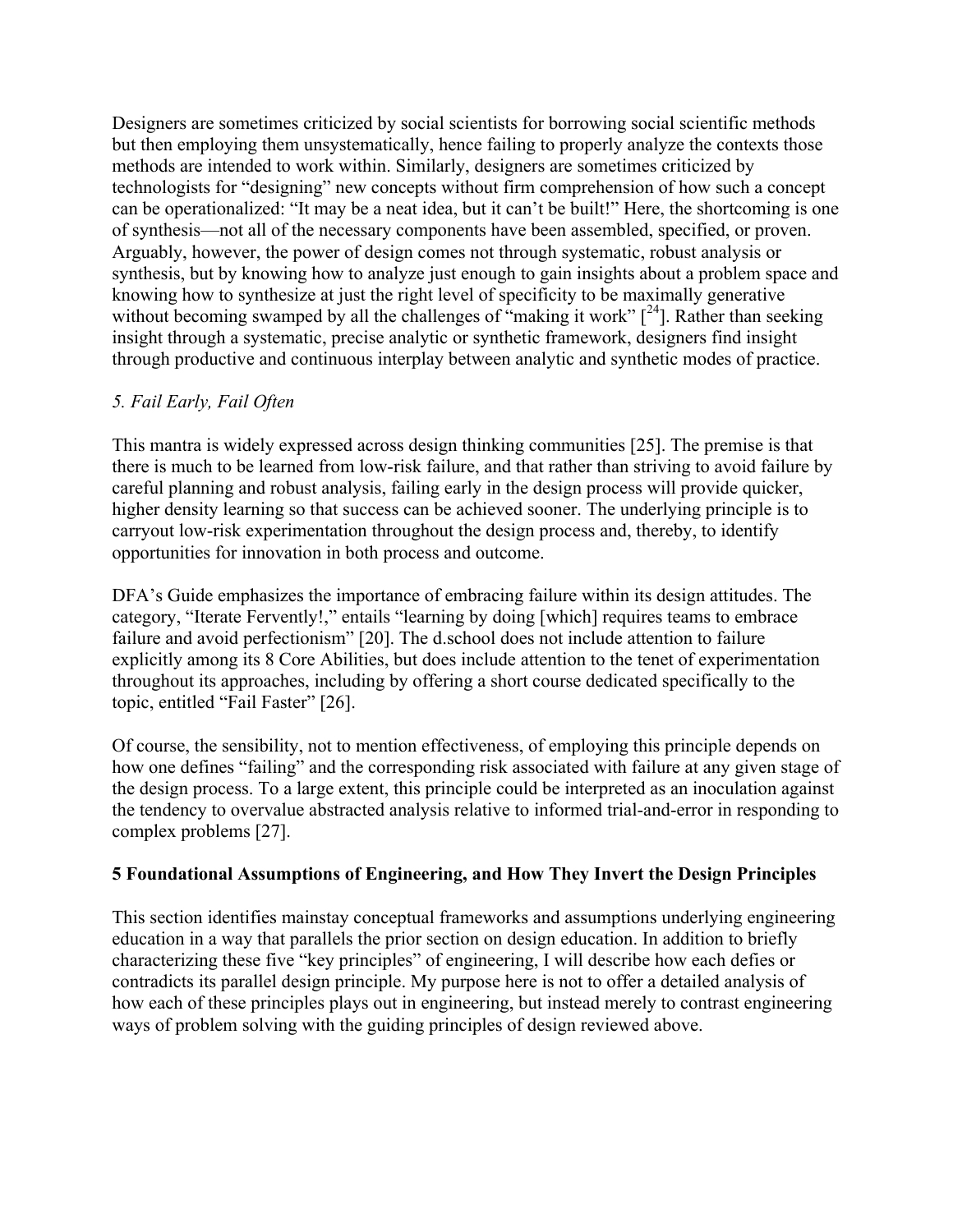Designers are sometimes criticized by social scientists for borrowing social scientific methods but then employing them unsystematically, hence failing to properly analyze the contexts those methods are intended to work within. Similarly, designers are sometimes criticized by technologists for "designing" new concepts without firm comprehension of how such a concept can be operationalized: "It may be a neat idea, but it can't be built!" Here, the shortcoming is one of synthesis—not all of the necessary components have been assembled, specified, or proven. Arguably, however, the power of design comes not through systematic, robust analysis or synthesis, but by knowing how to analyze just enough to gain insights about a problem space and knowing how to synthesize at just the right level of specificity to be maximally generative without becoming swamped by all the challenges of "making it work" [24]. Rather than seeking insight through a systematic, precise analytic or synthetic framework, designers find insight through productive and continuous interplay between analytic and synthetic modes of practice.

*5. Fail Early, Fail Often*

This mantra is widely expressed across design thinking communities [25]. The premise is that there is much to be learned from low-risk failure, and that rather than striving to avoid failure by careful planning and robust analysis, failing early in the design process will provide quicker, higher density learning so that success can be achieved sooner. The underlying principle is to carryout low-risk experimentation throughout the design process and, thereby, to identify opportunities for innovation in both process and outcome.

DFA's Guide emphasizes the importance of embracing failure within its design attitudes. The category, "Iterate Fervently!," entails "learning by doing [which] requires teams to embrace failure and avoid perfectionism" [20]. The d.school does not include attention to failure explicitly among its 8 Core Abilities, but does include attention to the tenet of experimentation throughout its approaches, including by offering a short course dedicated specifically to the topic, entitled "Fail Faster" [26].

Of course, the sensibility, not to mention effectiveness, of employing this principle depends on how one defines "failing" and the corresponding risk associated with failure at any given stage of the design process. To a large extent, this principle could be interpreted as an inoculation against the tendency to overvalue abstracted analysis relative to informed trial-and-error in responding to complex problems [27].

**5 Foundational Assumptions of Engineering, and How They Invert the Design Principles**

This section identifies mainstay conceptual frameworks and assumptions underlying engineering education in a way that parallels the prior section on design education. In addition to briefly characterizing these five "key principles" of engineering, I will describe how each defies or contradicts its parallel design principle. My purpose here is not to offer a detailed analysis of how each of these principles plays out in engineering, but instead merely to contrast engineering ways of problem solving with the guiding principles of design reviewed above.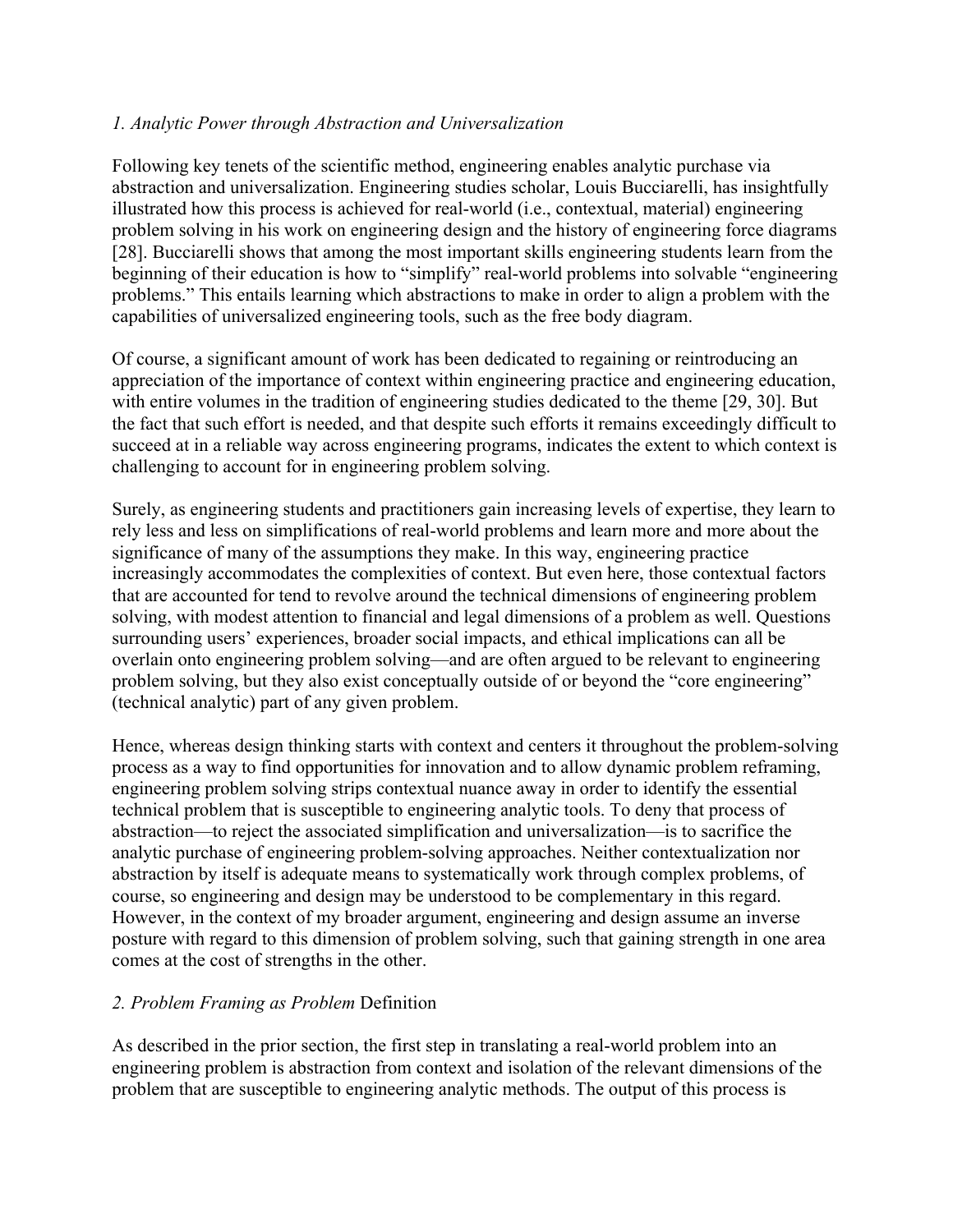*1. Analytic Power through Abstraction and Universalization*

Following key tenets of the scientific method, engineering enables analytic purchase via abstraction and universalization. Engineering studies scholar, Louis Bucciarelli, has insightfully illustrated how this process is achieved for real-world (i.e., contextual, material) engineering problem solving in his work on engineering design and the history of engineering force diagrams [28]. Bucciarelli shows that among the most important skills engineering students learn from the beginning of their education is how to "simplify" real-world problems into solvable "engineering problems." This entails learning which abstractions to make in order to align a problem with the capabilities of universalized engineering tools, such as the free body diagram.

Of course, a significant amount of work has been dedicated to regaining or reintroducing an appreciation of the importance of context within engineering practice and engineering education, with entire volumes in the tradition of engineering studies dedicated to the theme [29, 30]. But the fact that such effort is needed, and that despite such efforts it remains exceedingly difficult to succeed at in a reliable way across engineering programs, indicates the extent to which context is challenging to account for in engineering problem solving.

Surely, as engineering students and practitioners gain increasing levels of expertise, they learn to rely less and less on simplifications of real-world problems and learn more and more about the significance of many of the assumptions they make. In this way, engineering practice increasingly accommodates the complexities of context. But even here, those contextual factors that are accounted for tend to revolve around the technical dimensions of engineering problem solving, with modest attention to financial and legal dimensions of a problem as well. Questions surrounding users' experiences, broader social impacts, and ethical implications can all be overlain onto engineering problem solving—and are often argued to be relevant to engineering problem solving, but they also exist conceptually outside of or beyond the "core engineering" (technical analytic) part of any given problem.

Hence, whereas design thinking starts with context and centers it throughout the problem-solving process as a way to find opportunities for innovation and to allow dynamic problem reframing, engineering problem solving strips contextual nuance away in order to identify the essential technical problem that is susceptible to engineering analytic tools. To deny that process of abstraction—to reject the associated simplification and universalization—is to sacrifice the analytic purchase of engineering problem-solving approaches. Neither contextualization nor abstraction by itself is adequate means to systematically work through complex problems, of course, so engineering and design may be understood to be complementary in this regard. However, in the context of my broader argument, engineering and design assume an inverse posture with regard to this dimension of problem solving, such that gaining strength in one area comes at the cost of strengths in the other.

*2. Problem Framing as Problem* Definition

As described in the prior section, the first step in translating a real-world problem into an engineering problem is abstraction from context and isolation of the relevant dimensions of the problem that are susceptible to engineering analytic methods. The output of this process is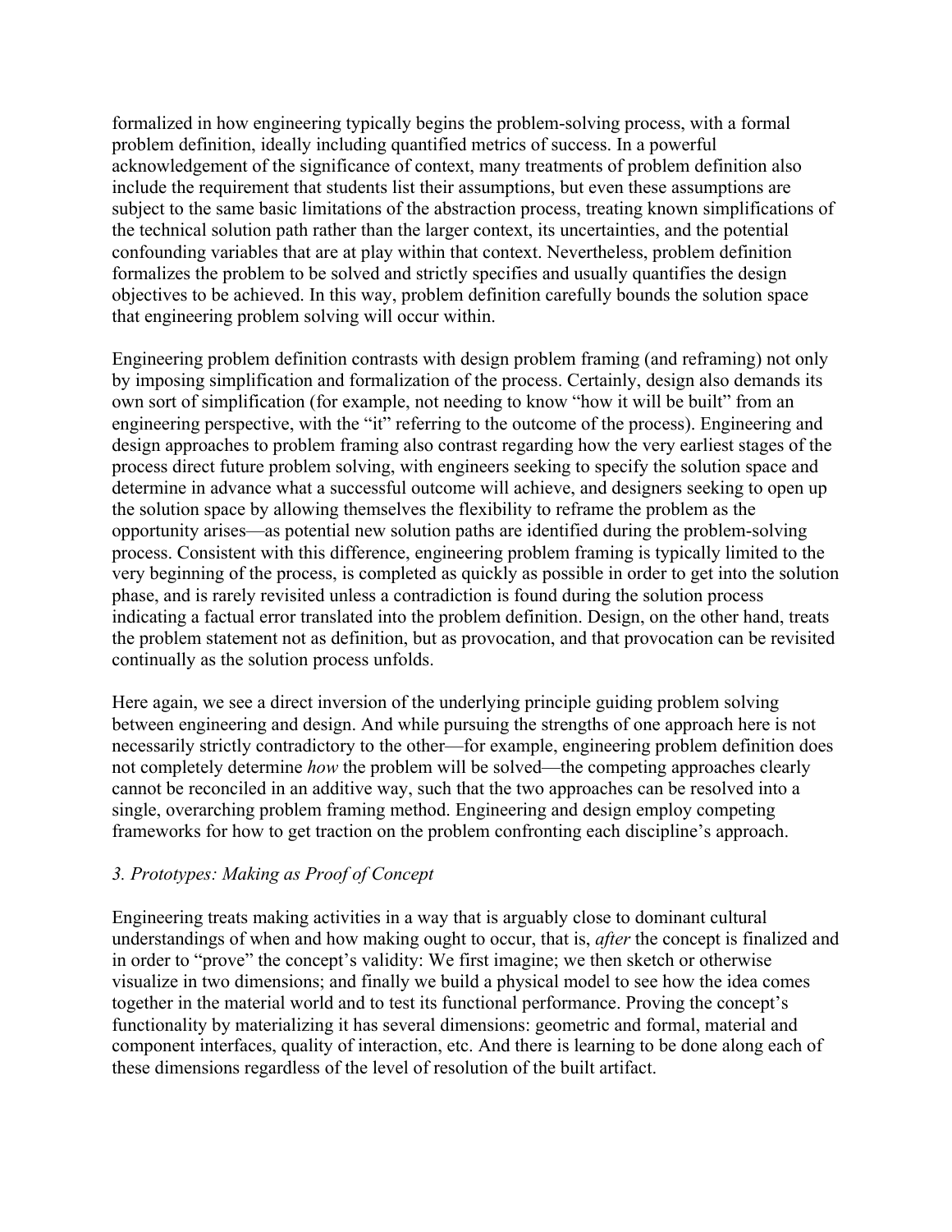formalized in how engineering typically begins the problem-solving process, with a formal problem definition, ideally including quantified metrics of success. In a powerful acknowledgement of the significance of context, many treatments of problem definition also include the requirement that students list their assumptions, but even these assumptions are subject to the same basic limitations of the abstraction process, treating known simplifications of the technical solution path rather than the larger context, its uncertainties, and the potential confounding variables that are at play within that context. Nevertheless, problem definition formalizes the problem to be solved and strictly specifies and usually quantifies the design objectives to be achieved. In this way, problem definition carefully bounds the solution space that engineering problem solving will occur within.

Engineering problem definition contrasts with design problem framing (and reframing) not only by imposing simplification and formalization of the process. Certainly, design also demands its own sort of simplification (for example, not needing to know "how it will be built" from an engineering perspective, with the "it" referring to the outcome of the process). Engineering and design approaches to problem framing also contrast regarding how the very earliest stages of the process direct future problem solving, with engineers seeking to specify the solution space and determine in advance what a successful outcome will achieve, and designers seeking to open up the solution space by allowing themselves the flexibility to reframe the problem as the opportunity arises—as potential new solution paths are identified during the problem-solving process. Consistent with this difference, engineering problem framing is typically limited to the very beginning of the process, is completed as quickly as possible in order to get into the solution phase, and is rarely revisited unless a contradiction is found during the solution process indicating a factual error translated into the problem definition. Design, on the other hand, treats the problem statement not as definition, but as provocation, and that provocation can be revisited continually as the solution process unfolds.

Here again, we see a direct inversion of the underlying principle guiding problem solving between engineering and design. And while pursuing the strengths of one approach here is not necessarily strictly contradictory to the other—for example, engineering problem definition does not completely determine *how* the problem will be solved—the competing approaches clearly cannot be reconciled in an additive way, such that the two approaches can be resolved into a single, overarching problem framing method. Engineering and design employ competing frameworks for how to get traction on the problem confronting each discipline's approach.

### *3. Prototypes: Making as Proof of Concept*

Engineering treats making activities in a way that is arguably close to dominant cultural understandings of when and how making ought to occur, that is, *after* the concept is finalized and in order to "prove" the concept's validity: We first imagine; we then sketch or otherwise visualize in two dimensions; and finally we build a physical model to see how the idea comes together in the material world and to test its functional performance. Proving the concept's functionality by materializing it has several dimensions: geometric and formal, material and component interfaces, quality of interaction, etc. And there is learning to be done along each of these dimensions regardless of the level of resolution of the built artifact.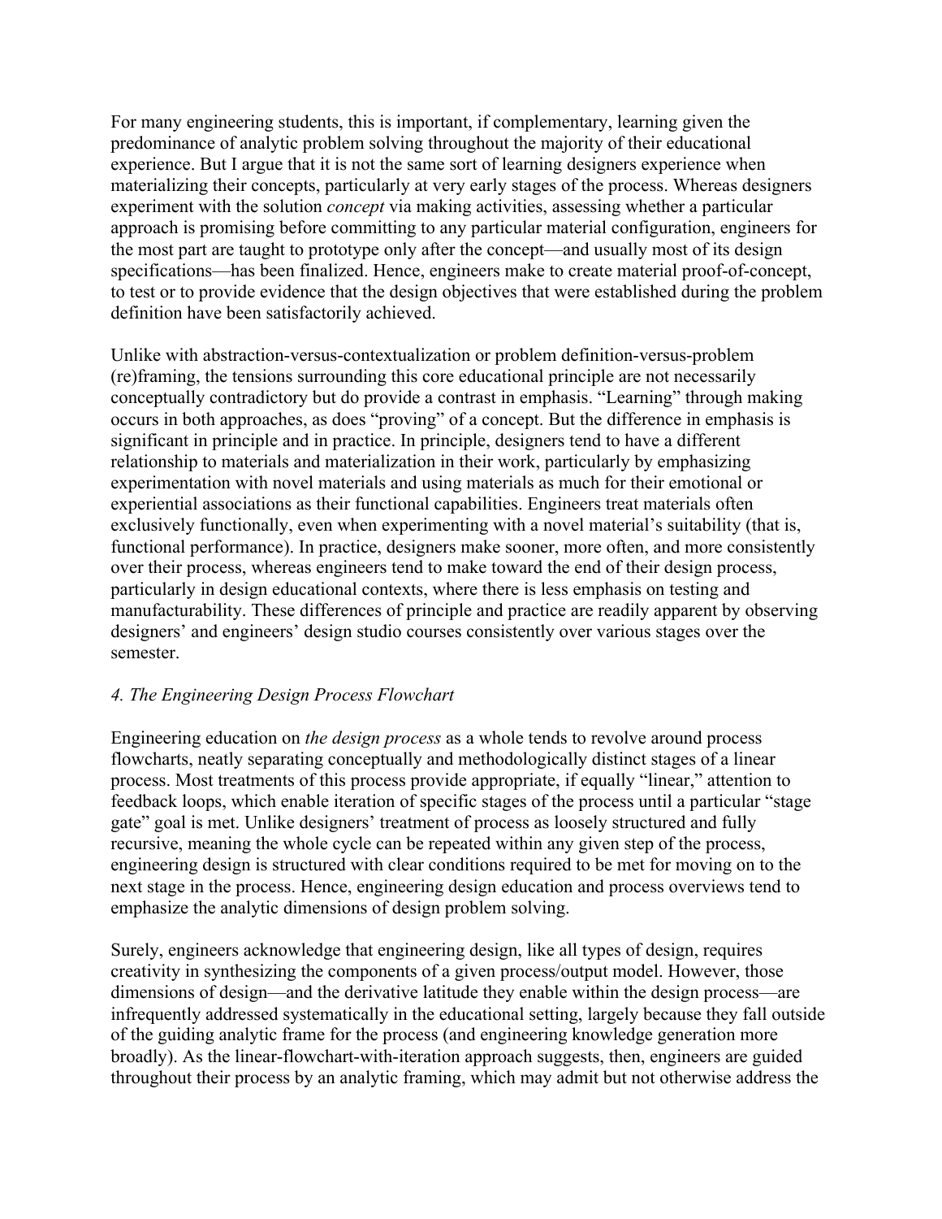For many engineering students, this is important, if complementary, learning given the predominance of analytic problem solving throughout the majority of their educational experience. But I argue that it is not the same sort of learning designers experience when materializing their concepts, particularly at very early stages of the process. Whereas designers experiment with the solution *concept* via making activities, assessing whether a particular approach is promising before committing to any particular material configuration, engineers for the most part are taught to prototype only after the concept—and usually most of its design specifications—has been finalized. Hence, engineers make to create material proof-of-concept, to test or to provide evidence that the design objectives that were established during the problem definition have been satisfactorily achieved.

Unlike with abstraction-versus-contextualization or problem definition-versus-problem (re)framing, the tensions surrounding this core educational principle are not necessarily conceptually contradictory but do provide a contrast in emphasis. "Learning" through making occurs in both approaches, as does "proving" of a concept. But the difference in emphasis is significant in principle and in practice. In principle, designers tend to have a different relationship to materials and materialization in their work, particularly by emphasizing experimentation with novel materials and using materials as much for their emotional or experiential associations as their functional capabilities. Engineers treat materials often exclusively functionally, even when experimenting with a novel material's suitability (that is, functional performance). In practice, designers make sooner, more often, and more consistently over their process, whereas engineers tend to make toward the end of their design process, particularly in design educational contexts, where there is less emphasis on testing and manufacturability. These differences of principle and practice are readily apparent by observing designers' and engineers' design studio courses consistently over various stages over the semester.

### *4. The Engineering Design Process Flowchart*

Engineering education on *the design process* as a whole tends to revolve around process flowcharts, neatly separating conceptually and methodologically distinct stages of a linear process. Most treatments of this process provide appropriate, if equally "linear," attention to feedback loops, which enable iteration of specific stages of the process until a particular "stage gate" goal is met. Unlike designers' treatment of process as loosely structured and fully recursive, meaning the whole cycle can be repeated within any given step of the process, engineering design is structured with clear conditions required to be met for moving on to the next stage in the process. Hence, engineering design education and process overviews tend to emphasize the analytic dimensions of design problem solving.

Surely, engineers acknowledge that engineering design, like all types of design, requires creativity in synthesizing the components of a given process/output model. However, those dimensions of design—and the derivative latitude they enable within the design process—are infrequently addressed systematically in the educational setting, largely because they fall outside of the guiding analytic frame for the process (and engineering knowledge generation more broadly). As the linear-flowchart-with-iteration approach suggests, then, engineers are guided throughout their process by an analytic framing, which may admit but not otherwise address the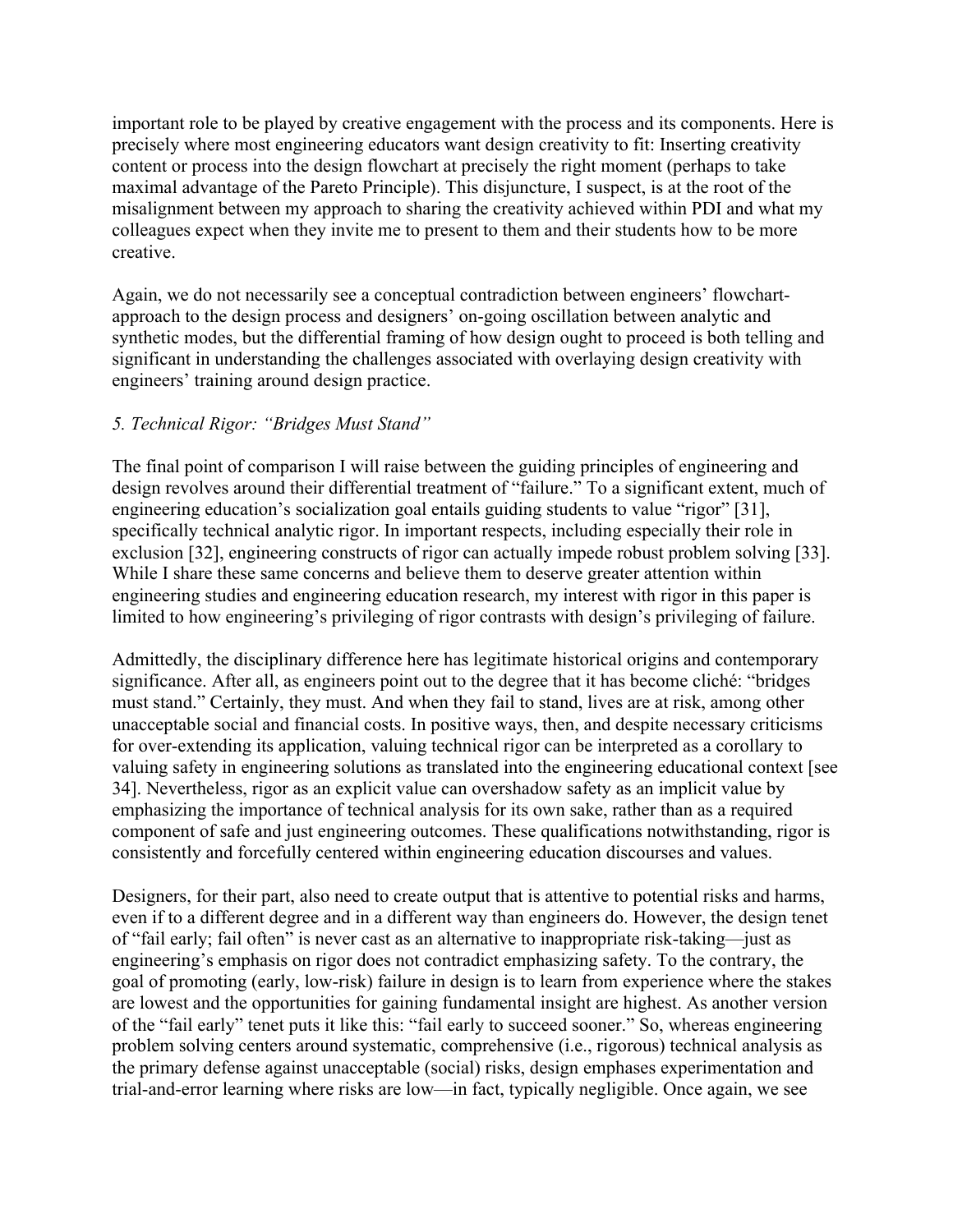important role to be played by creative engagement with the process and its components. Here is precisely where most engineering educators want design creativity to fit: Inserting creativity content or process into the design flowchart at precisely the right moment (perhaps to take maximal advantage of the Pareto Principle). This disjuncture, I suspect, is at the root of the misalignment between my approach to sharing the creativity achieved within PDI and what my colleagues expect when they invite me to present to them and their students how to be more creative.

Again, we do not necessarily see a conceptual contradiction between engineers' flowchart-approach to the design process and designers' on-going oscillation between analytic and synthetic modes, but the differential framing of how design ought to proceed is both telling and significant in understanding the challenges associated with overlaying design creativity with engineers' training around design practice.

### *5. Technical Rigor: "Bridges Must Stand"*

The final point of comparison I will raise between the guiding principles of engineering and design revolves around their differential treatment of "failure." To a significant extent, much of engineering education's socialization goal entails guiding students to value "rigor" [31], specifically technical analytic rigor. In important respects, including especially their role in exclusion [32], engineering constructs of rigor can actually impede robust problem solving [33]. While I share these same concerns and believe them to deserve greater attention within engineering studies and engineering education research, my interest with rigor in this paper is limited to how engineering's privileging of rigor contrasts with design's privileging of failure.

Admittedly, the disciplinary difference here has legitimate historical origins and contemporary significance. After all, as engineers point out to the degree that it has become cliché: "bridges must stand." Certainly, they must. And when they fail to stand, lives are at risk, among other unacceptable social and financial costs. In positive ways, then, and despite necessary criticisms for over-extending its application, valuing technical rigor can be interpreted as a corollary to valuing safety in engineering solutions as translated into the engineering educational context [see 34]. Nevertheless, rigor as an explicit value can overshadow safety as an implicit value by emphasizing the importance of technical analysis for its own sake, rather than as a required component of safe and just engineering outcomes. These qualifications notwithstanding, rigor is consistently and forcefully centered within engineering education discourses and values.

Designers, for their part, also need to create output that is attentive to potential risks and harms, even if to a different degree and in a different way than engineers do. However, the design tenet of "fail early; fail often" is never cast as an alternative to inappropriate risk-taking—just as engineering's emphasis on rigor does not contradict emphasizing safety. To the contrary, the goal of promoting (early, low-risk) failure in design is to learn from experience where the stakes are lowest and the opportunities for gaining fundamental insight are highest. As another version of the "fail early" tenet puts it like this: "fail early to succeed sooner." So, whereas engineering problem solving centers around systematic, comprehensive (i.e., rigorous) technical analysis as the primary defense against unacceptable (social) risks, design emphases experimentation and trial-and-error learning where risks are low—in fact, typically negligible. Once again, we see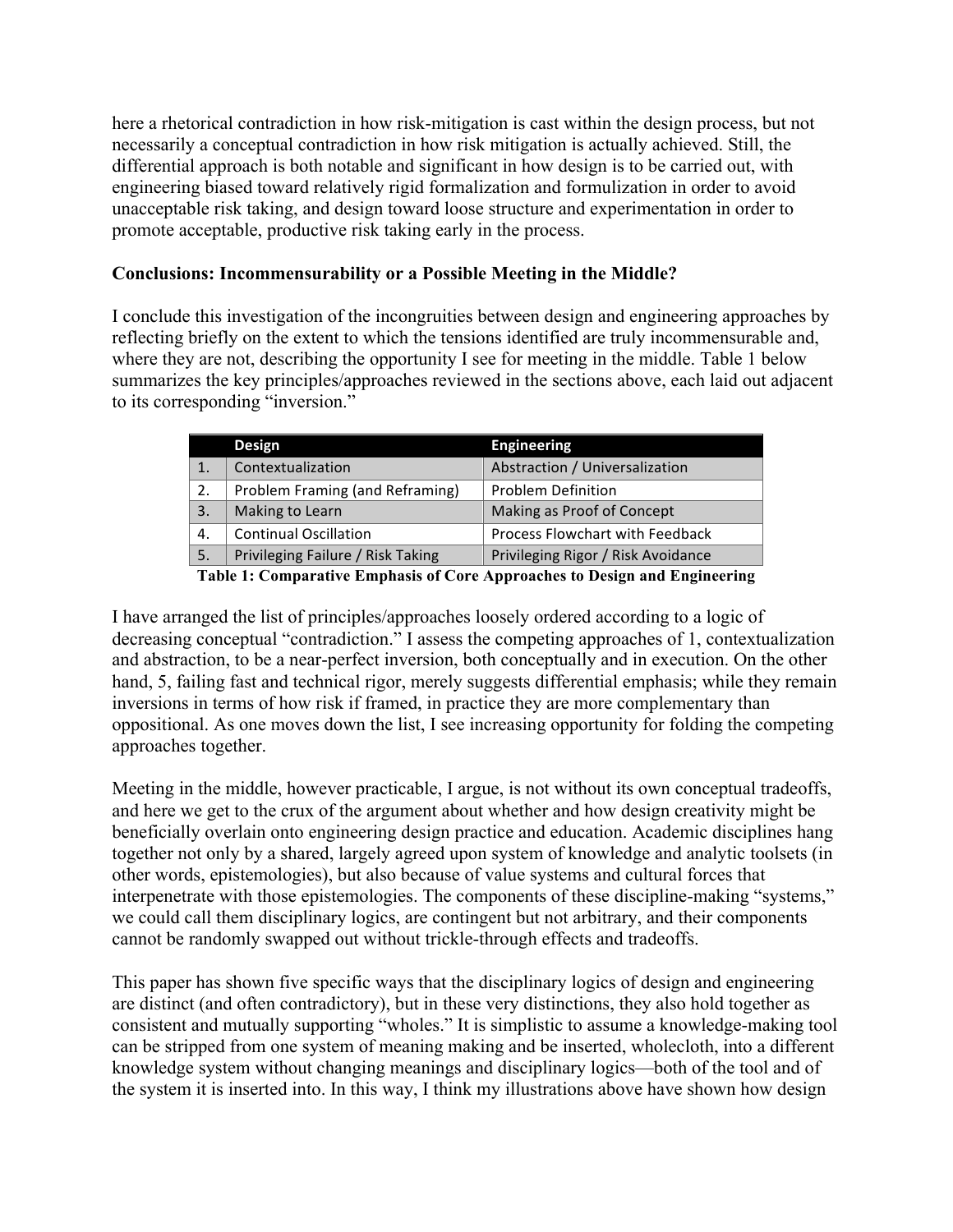here a rhetorical contradiction in how risk-mitigation is cast within the design process, but not necessarily a conceptual contradiction in how risk mitigation is actually achieved. Still, the differential approach is both notable and significant in how design is to be carried out, with engineering biased toward relatively rigid formalization and formulization in order to avoid unacceptable risk taking, and design toward loose structure and experimentation in order to promote acceptable, productive risk taking early in the process.

**Conclusions: Incommensurability or a Possible Meeting in the Middle?**

I conclude this investigation of the incongruities between design and engineering approaches by reflecting briefly on the extent to which the tensions identified are truly incommensurable and, where they are not, describing the opportunity I see for meeting in the middle. Table 1 below summarizes the key principles/approaches reviewed in the sections above, each laid out adjacent to its corresponding "inversion."

| | Design | Engineering |
|---|---|---|
| 1. | Contextualization | Abstraction / Universalization |
| 2. | Problem Framing (and Reframing) | Problem Definition |
| 3. | Making to Learn | Making as Proof of Concept |
| 4. | Continual Oscillation | Process Flowchart with Feedback |
| 5. | Privileging Failure / Risk Taking | Privileging Rigor / Risk Avoidance |

**Table 1: Comparative Emphasis of Core Approaches to Design and Engineering**

I have arranged the list of principles/approaches loosely ordered according to a logic of decreasing conceptual "contradiction." I assess the competing approaches of 1, contextualization and abstraction, to be a near-perfect inversion, both conceptually and in execution. On the other hand, 5, failing fast and technical rigor, merely suggests differential emphasis; while they remain inversions in terms of how risk if framed, in practice they are more complementary than oppositional. As one moves down the list, I see increasing opportunity for folding the competing approaches together.

Meeting in the middle, however practicable, I argue, is not without its own conceptual tradeoffs, and here we get to the crux of the argument about whether and how design creativity might be beneficially overlain onto engineering design practice and education. Academic disciplines hang together not only by a shared, largely agreed upon system of knowledge and analytic toolsets (in other words, epistemologies), but also because of value systems and cultural forces that interpenetrate with those epistemologies. The components of these discipline-making "systems," we could call them disciplinary logics, are contingent but not arbitrary, and their components cannot be randomly swapped out without trickle-through effects and tradeoffs.

This paper has shown five specific ways that the disciplinary logics of design and engineering are distinct (and often contradictory), but in these very distinctions, they also hold together as consistent and mutually supporting "wholes." It is simplistic to assume a knowledge-making tool can be stripped from one system of meaning making and be inserted, wholecloth, into a different knowledge system without changing meanings and disciplinary logics—both of the tool and of the system it is inserted into. In this way, I think my illustrations above have shown how design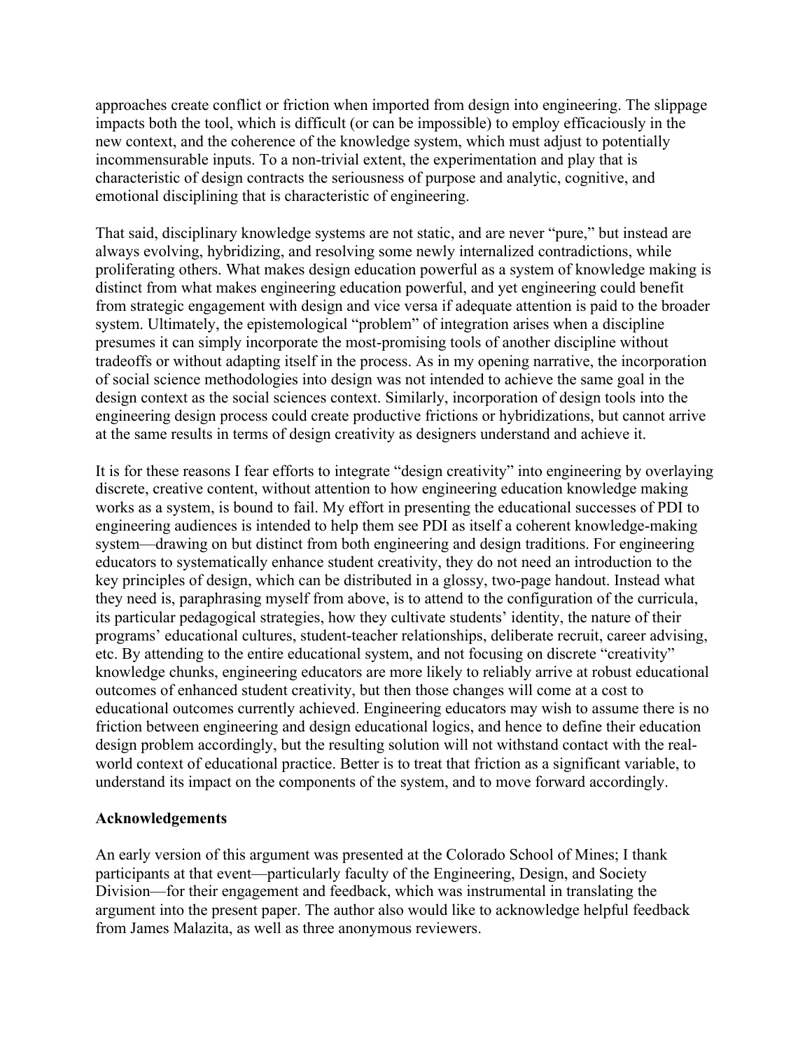approaches create conflict or friction when imported from design into engineering. The slippage impacts both the tool, which is difficult (or can be impossible) to employ efficaciously in the new context, and the coherence of the knowledge system, which must adjust to potentially incommensurable inputs. To a non-trivial extent, the experimentation and play that is characteristic of design contracts the seriousness of purpose and analytic, cognitive, and emotional disciplining that is characteristic of engineering.

That said, disciplinary knowledge systems are not static, and are never "pure," but instead are always evolving, hybridizing, and resolving some newly internalized contradictions, while proliferating others. What makes design education powerful as a system of knowledge making is distinct from what makes engineering education powerful, and yet engineering could benefit from strategic engagement with design and vice versa if adequate attention is paid to the broader system. Ultimately, the epistemological "problem" of integration arises when a discipline presumes it can simply incorporate the most-promising tools of another discipline without tradeoffs or without adapting itself in the process. As in my opening narrative, the incorporation of social science methodologies into design was not intended to achieve the same goal in the design context as the social sciences context. Similarly, incorporation of design tools into the engineering design process could create productive frictions or hybridizations, but cannot arrive at the same results in terms of design creativity as designers understand and achieve it.

It is for these reasons I fear efforts to integrate "design creativity" into engineering by overlaying discrete, creative content, without attention to how engineering education knowledge making works as a system, is bound to fail. My effort in presenting the educational successes of PDI to engineering audiences is intended to help them see PDI as itself a coherent knowledge-making system—drawing on but distinct from both engineering and design traditions. For engineering educators to systematically enhance student creativity, they do not need an introduction to the key principles of design, which can be distributed in a glossy, two-page handout. Instead what they need is, paraphrasing myself from above, is to attend to the configuration of the curricula, its particular pedagogical strategies, how they cultivate students' identity, the nature of their programs' educational cultures, student-teacher relationships, deliberate recruit, career advising, etc. By attending to the entire educational system, and not focusing on discrete "creativity" knowledge chunks, engineering educators are more likely to reliably arrive at robust educational outcomes of enhanced student creativity, but then those changes will come at a cost to educational outcomes currently achieved. Engineering educators may wish to assume there is no friction between engineering and design educational logics, and hence to define their education design problem accordingly, but the resulting solution will not withstand contact with the real-world context of educational practice. Better is to treat that friction as a significant variable, to understand its impact on the components of the system, and to move forward accordingly.

## Acknowledgements

An early version of this argument was presented at the Colorado School of Mines; I thank participants at that event—particularly faculty of the Engineering, Design, and Society Division—for their engagement and feedback, which was instrumental in translating the argument into the present paper. The author also would like to acknowledge helpful feedback from James Malazita, as well as three anonymous reviewers.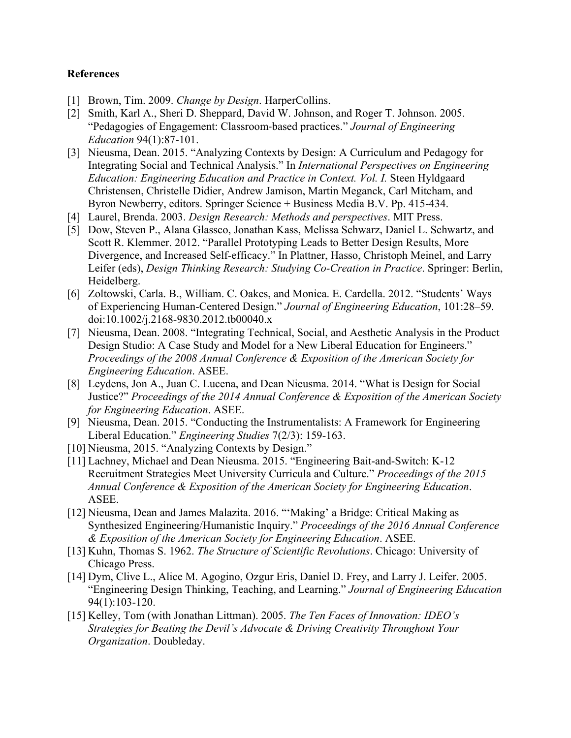**References**

[1] Brown, Tim. 2009. *Change by Design*. HarperCollins.

[2] Smith, Karl A., Sheri D. Sheppard, David W. Johnson, and Roger T. Johnson. 2005. "Pedagogies of Engagement: Classroom-based practices." *Journal of Engineering Education* 94(1):87-101.

[3] Nieusma, Dean. 2015. "Analyzing Contexts by Design: A Curriculum and Pedagogy for Integrating Social and Technical Analysis." In *International Perspectives on Engineering Education: Engineering Education and Practice in Context. Vol. I.* Steen Hyldgaard Christensen, Christelle Didier, Andrew Jamison, Martin Meganck, Carl Mitcham, and Byron Newberry, editors. Springer Science + Business Media B.V. Pp. 415-434.

[4] Laurel, Brenda. 2003. *Design Research: Methods and perspectives*. MIT Press.

[5] Dow, Steven P., Alana Glassco, Jonathan Kass, Melissa Schwarz, Daniel L. Schwartz, and Scott R. Klemmer. 2012. "Parallel Prototyping Leads to Better Design Results, More Divergence, and Increased Self-efficacy." In Plattner, Hasso, Christoph Meinel, and Larry Leifer (eds), *Design Thinking Research: Studying Co-Creation in Practice*. Springer: Berlin, Heidelberg.

[6] Zoltowski, Carla. B., William. C. Oakes, and Monica. E. Cardella. 2012. "Students' Ways of Experiencing Human-Centered Design." *Journal of Engineering Education*, 101:28–59. doi:10.1002/j.2168-9830.2012.tb00040.x

[7] Nieusma, Dean. 2008. "Integrating Technical, Social, and Aesthetic Analysis in the Product Design Studio: A Case Study and Model for a New Liberal Education for Engineers." *Proceedings of the 2008 Annual Conference & Exposition of the American Society for Engineering Education*. ASEE.

[8] Leydens, Jon A., Juan C. Lucena, and Dean Nieusma. 2014. "What is Design for Social Justice?" *Proceedings of the 2014 Annual Conference & Exposition of the American Society for Engineering Education*. ASEE.

[9] Nieusma, Dean. 2015. "Conducting the Instrumentalists: A Framework for Engineering Liberal Education." *Engineering Studies* 7(2/3): 159-163.

[10] Nieusma, 2015. "Analyzing Contexts by Design."

[11] Lachney, Michael and Dean Nieusma. 2015. "Engineering Bait-and-Switch: K-12 Recruitment Strategies Meet University Curricula and Culture." *Proceedings of the 2015 Annual Conference & Exposition of the American Society for Engineering Education*. ASEE.

[12] Nieusma, Dean and James Malazita. 2016. "'Making' a Bridge: Critical Making as Synthesized Engineering/Humanistic Inquiry." *Proceedings of the 2016 Annual Conference & Exposition of the American Society for Engineering Education*. ASEE.

[13] Kuhn, Thomas S. 1962. *The Structure of Scientific Revolutions*. Chicago: University of Chicago Press.

[14] Dym, Clive L., Alice M. Agogino, Ozgur Eris, Daniel D. Frey, and Larry J. Leifer. 2005. "Engineering Design Thinking, Teaching, and Learning." *Journal of Engineering Education* 94(1):103-120.

[15] Kelley, Tom (with Jonathan Littman). 2005. *The Ten Faces of Innovation: IDEO's Strategies for Beating the Devil's Advocate & Driving Creativity Throughout Your Organization*. Doubleday.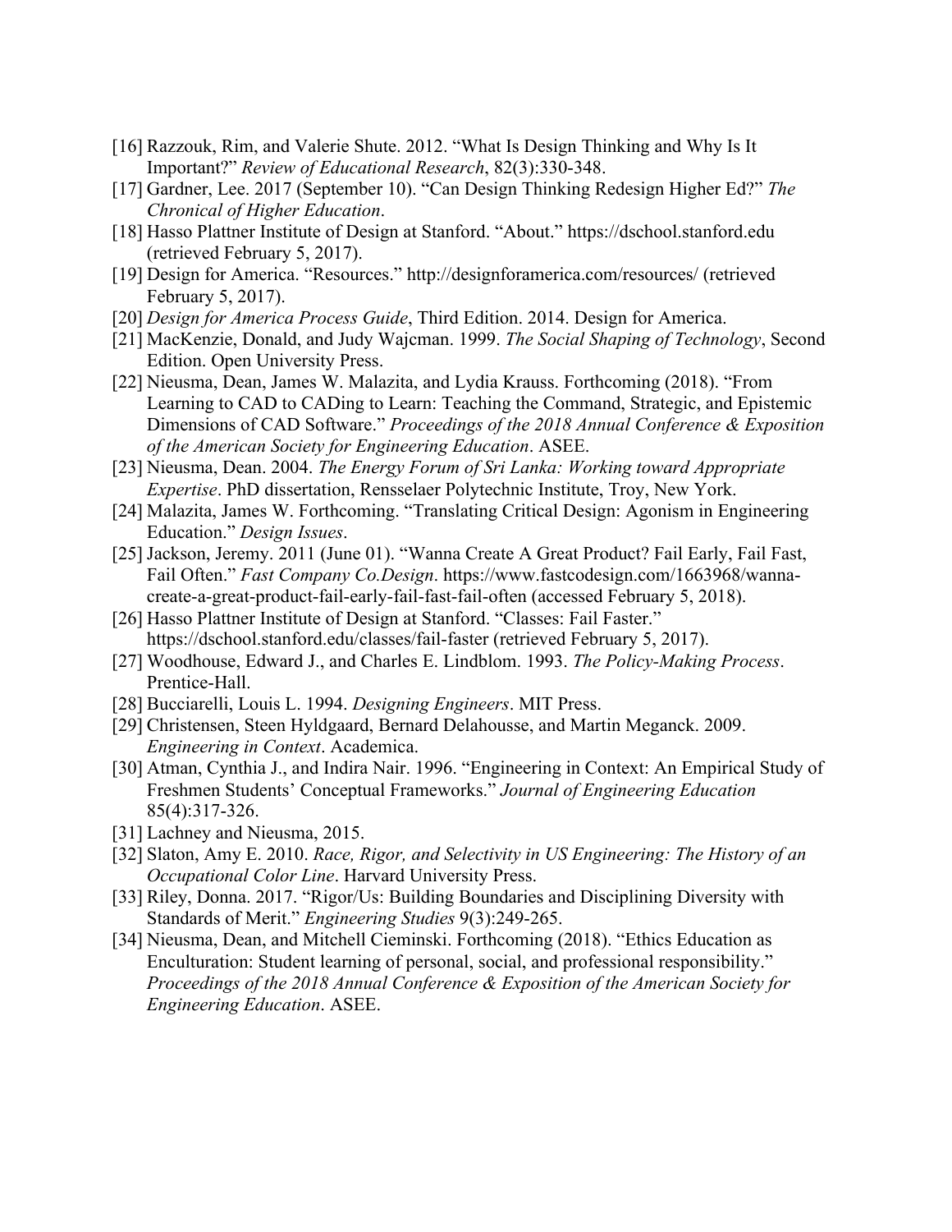[16] Razzouk, Rim, and Valerie Shute. 2012. "What Is Design Thinking and Why Is It Important?" *Review of Educational Research*, 82(3):330-348.

[17] Gardner, Lee. 2017 (September 10). "Can Design Thinking Redesign Higher Ed?" *The Chronical of Higher Education*.

[18] Hasso Plattner Institute of Design at Stanford. "About." https://dschool.stanford.edu (retrieved February 5, 2017).

[19] Design for America. "Resources." http://designforamerica.com/resources/ (retrieved February 5, 2017).

[20] *Design for America Process Guide*, Third Edition. 2014. Design for America.

[21] MacKenzie, Donald, and Judy Wajcman. 1999. *The Social Shaping of Technology*, Second Edition. Open University Press.

[22] Nieusma, Dean, James W. Malazita, and Lydia Krauss. Forthcoming (2018). "From Learning to CAD to CADing to Learn: Teaching the Command, Strategic, and Epistemic Dimensions of CAD Software." *Proceedings of the 2018 Annual Conference & Exposition of the American Society for Engineering Education*. ASEE.

[23] Nieusma, Dean. 2004. *The Energy Forum of Sri Lanka: Working toward Appropriate Expertise*. PhD dissertation, Rensselaer Polytechnic Institute, Troy, New York.

[24] Malazita, James W. Forthcoming. "Translating Critical Design: Agonism in Engineering Education." *Design Issues*.

[25] Jackson, Jeremy. 2011 (June 01). "Wanna Create A Great Product? Fail Early, Fail Fast, Fail Often." *Fast Company Co.Design*. https://www.fastcodesign.com/1663968/wanna-create-a-great-product-fail-early-fail-fast-fail-often (accessed February 5, 2018).

[26] Hasso Plattner Institute of Design at Stanford. "Classes: Fail Faster." https://dschool.stanford.edu/classes/fail-faster (retrieved February 5, 2017).

[27] Woodhouse, Edward J., and Charles E. Lindblom. 1993. *The Policy-Making Process*. Prentice-Hall.

[28] Bucciarelli, Louis L. 1994. *Designing Engineers*. MIT Press.

[29] Christensen, Steen Hyldgaard, Bernard Delahousse, and Martin Meganck. 2009. *Engineering in Context*. Academica.

[30] Atman, Cynthia J., and Indira Nair. 1996. "Engineering in Context: An Empirical Study of Freshmen Students' Conceptual Frameworks." *Journal of Engineering Education* 85(4):317-326.

[31] Lachney and Nieusma, 2015.

[32] Slaton, Amy E. 2010. *Race, Rigor, and Selectivity in US Engineering: The History of an Occupational Color Line*. Harvard University Press.

[33] Riley, Donna. 2017. "Rigor/Us: Building Boundaries and Disciplining Diversity with Standards of Merit." *Engineering Studies* 9(3):249-265.

[34] Nieusma, Dean, and Mitchell Cieminski. Forthcoming (2018). "Ethics Education as Enculturation: Student learning of personal, social, and professional responsibility." *Proceedings of the 2018 Annual Conference & Exposition of the American Society for Engineering Education*. ASEE.